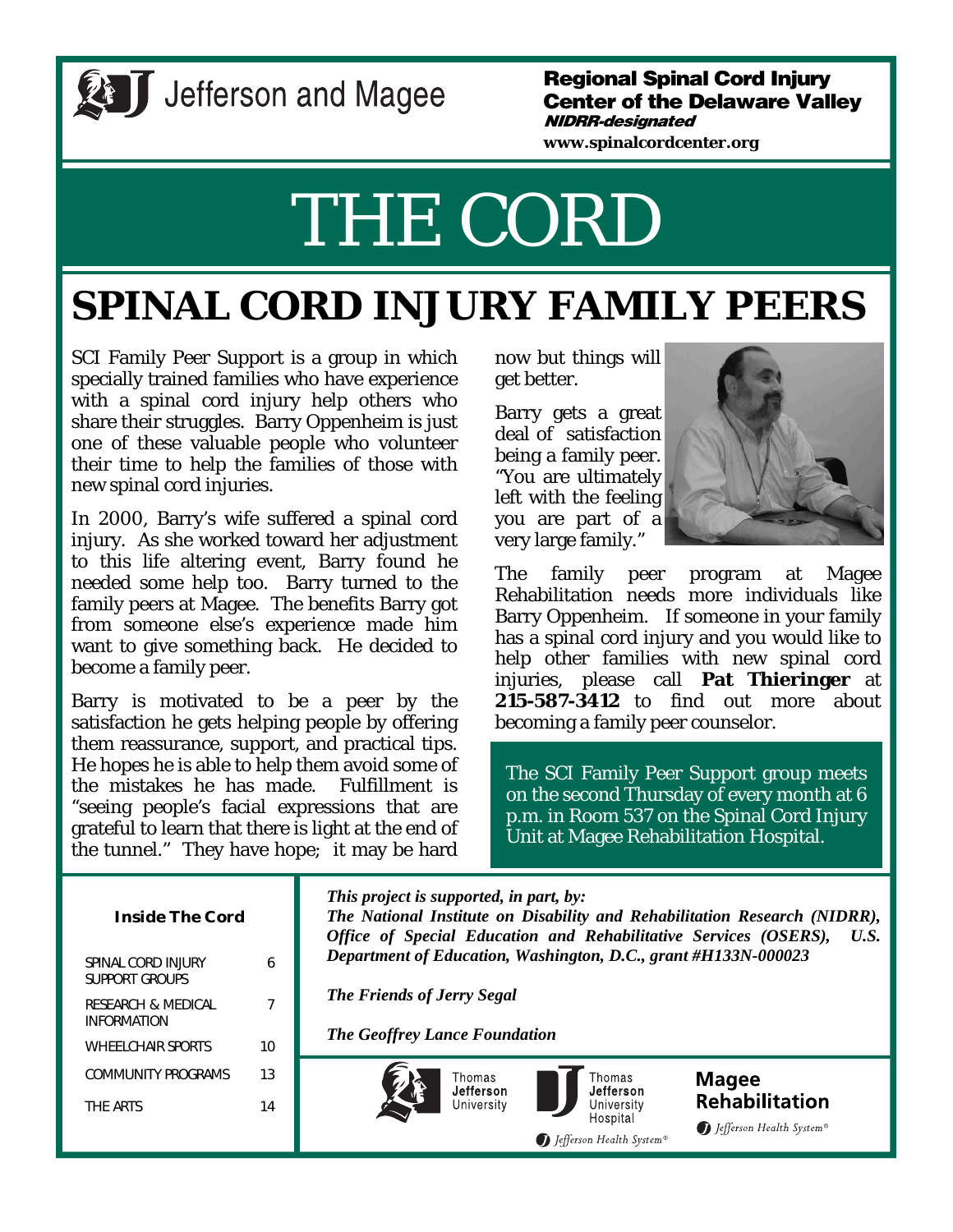Jefferson and Magee

**Regional Spinal Cord Injury Center of the Delaware Valley**
***NIDRR-designated***
**www.spinalcordcenter.org**

# THE CORD

## SPINAL CORD INJURY FAMILY PEERS

SCI Family Peer Support is a group in which specially trained families who have experience with a spinal cord injury help others who share their struggles. Barry Oppenheim is just one of these valuable people who volunteer their time to help the families of those with new spinal cord injuries.

In 2000, Barry's wife suffered a spinal cord injury. As she worked toward her adjustment to this life altering event, Barry found he needed some help too. Barry turned to the family peers at Magee. The benefits Barry got from someone else's experience made him want to give something back. He decided to become a family peer.

Barry is motivated to be a peer by the satisfaction he gets helping people by offering them reassurance, support, and practical tips. He hopes he is able to help them avoid some of the mistakes he has made. Fulfillment is "seeing people's facial expressions that are grateful to learn that there is light at the end of the tunnel." They have hope; it may be hard now but things will get better.

Barry gets a great deal of satisfaction being a family peer. "You are ultimately left with the feeling you are part of a very large family."

The family peer program at Magee Rehabilitation needs more individuals like Barry Oppenheim. If someone in your family has a spinal cord injury and you would like to help other families with new spinal cord injuries, please call **Pat Thieringer** at **215-587-3412** to find out more about becoming a family peer counselor.

The SCI Family Peer Support group meets on the second Thursday of every month at 6 p.m. in Room 537 on the Spinal Cord Injury Unit at Magee Rehabilitation Hospital.

**Inside The Cord**

| | |
|---|---|
| SPINAL CORD INJURY SUPPORT GROUPS | 6 |
| RESEARCH & MEDICAL INFORMATION | 7 |
| WHEELCHAIR SPORTS | 10 |
| COMMUNITY PROGRAMS | 13 |
| THE ARTS | 14 |

***This project is supported, in part, by:***

***The National Institute on Disability and Rehabilitation Research (NIDRR), Office of Special Education and Rehabilitative Services (OSERS), U.S. Department of Education, Washington, D.C., grant #H133N-000023***

***The Friends of Jerry Segal***

***The Geoffrey Lance Foundation***

Thomas Jefferson University | Thomas Jefferson University Hospital | Magee Rehabilitation

*Jefferson Health System®*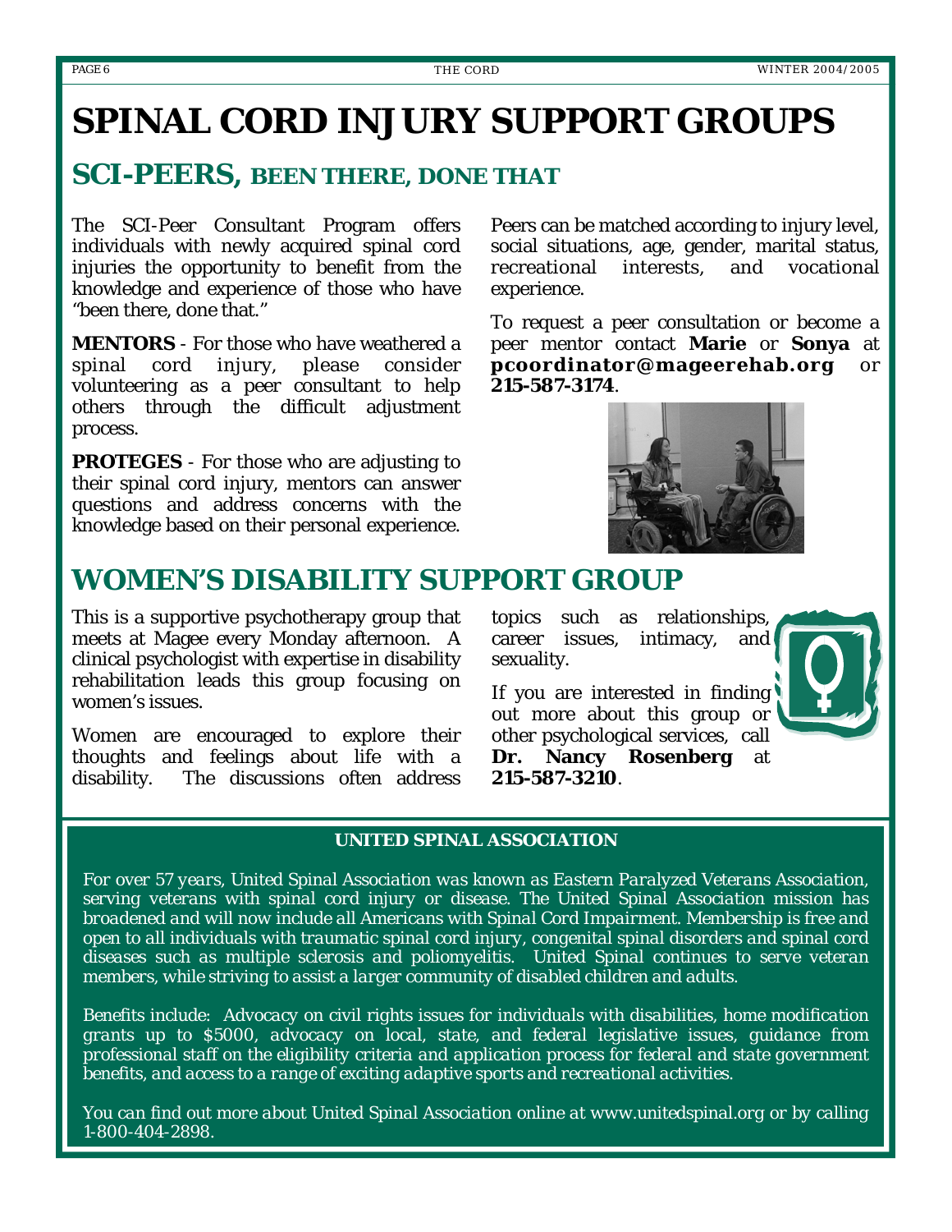# SPINAL CORD INJURY SUPPORT GROUPS

## SCI-PEERS, BEEN THERE, DONE THAT

The SCI-Peer Consultant Program offers individuals with newly acquired spinal cord injuries the opportunity to benefit from the knowledge and experience of those who have "been there, done that."

**MENTORS** - For those who have weathered a spinal cord injury, please consider volunteering as a peer consultant to help others through the difficult adjustment process.

**PROTEGES** - For those who are adjusting to their spinal cord injury, mentors can answer questions and address concerns with the knowledge based on their personal experience.

Peers can be matched according to injury level, social situations, age, gender, marital status, recreational interests, and vocational experience.

To request a peer consultation or become a peer mentor contact **Marie** or **Sonya** at **pcoordinator@mageerehab.org** or **215-587-3174**.

## WOMEN'S DISABILITY SUPPORT GROUP

This is a supportive psychotherapy group that meets at Magee every Monday afternoon. A clinical psychologist with expertise in disability rehabilitation leads this group focusing on women's issues.

Women are encouraged to explore their thoughts and feelings about life with a disability. The discussions often address topics such as relationships, career issues, intimacy, and sexuality.

If you are interested in finding out more about this group or other psychological services, call **Dr. Nancy Rosenberg** at **215-587-3210**.

### UNITED SPINAL ASSOCIATION

*For over 57 years, United Spinal Association was known as Eastern Paralyzed Veterans Association, serving veterans with spinal cord injury or disease. The United Spinal Association mission has broadened and will now include all Americans with Spinal Cord Impairment. Membership is free and open to all individuals with traumatic spinal cord injury, congenital spinal disorders and spinal cord diseases such as multiple sclerosis and poliomyelitis. United Spinal continues to serve veteran members, while striving to assist a larger community of disabled children and adults.*

*Benefits include: Advocacy on civil rights issues for individuals with disabilities, home modification grants up to $5000, advocacy on local, state, and federal legislative issues, guidance from professional staff on the eligibility criteria and application process for federal and state government benefits, and access to a range of exciting adaptive sports and recreational activities.*

*You can find out more about United Spinal Association online at www.unitedspinal.org or by calling 1-800-404-2898.*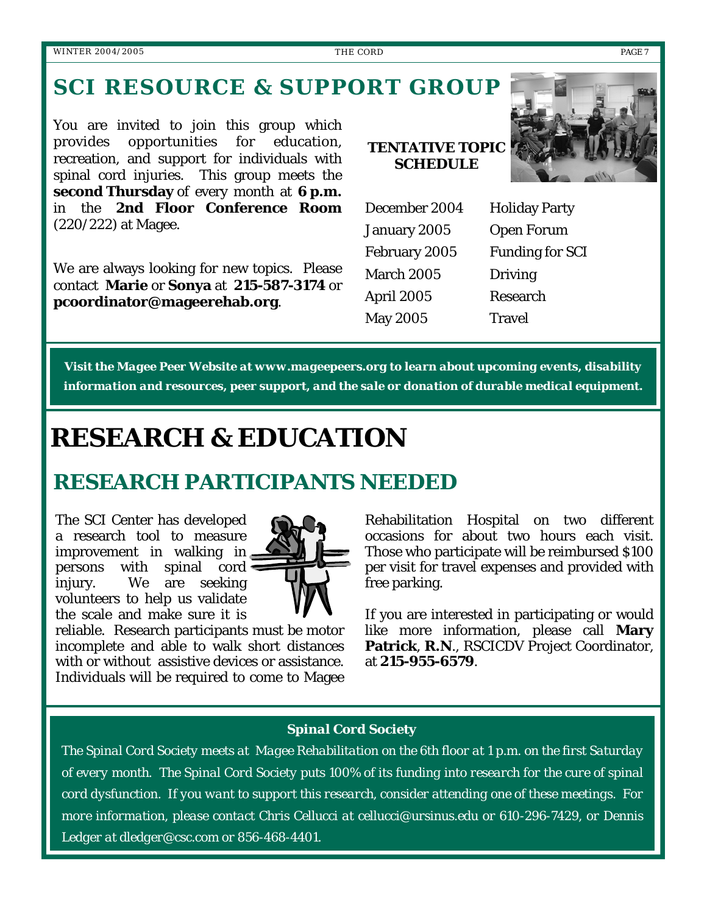## SCI RESOURCE & SUPPORT GROUP

You are invited to join this group which provides opportunities for education, recreation, and support for individuals with spinal cord injuries. This group meets the **second Thursday** of every month at **6 p.m.** in the **2nd Floor Conference Room** (220/222) at Magee.

We are always looking for new topics. Please contact **Marie** or **Sonya** at **215-587-3174** or **pcoordinator@mageerehab.org**.

**TENTATIVE TOPIC SCHEDULE**

| | |
|---|---|
| December 2004 | Holiday Party |
| January 2005 | Open Forum |
| February 2005 | Funding for SCI |
| March 2005 | Driving |
| April 2005 | Research |
| May 2005 | Travel |

***Visit the Magee Peer Website at www.mageepeers.org to learn about upcoming events, disability information and resources, peer support, and the sale or donation of durable medical equipment.***

# RESEARCH & EDUCATION

## RESEARCH PARTICIPANTS NEEDED

The SCI Center has developed a research tool to measure improvement in walking in persons with spinal cord injury. We are seeking volunteers to help us validate the scale and make sure it is reliable. Research participants must be motor incomplete and able to walk short distances with or without assistive devices or assistance. Individuals will be required to come to Magee Rehabilitation Hospital on two different occasions for about two hours each visit. Those who participate will be reimbursed $100 per visit for travel expenses and provided with free parking.

If you are interested in participating or would like more information, please call **Mary Patrick**, **R.N**., RSCICDV Project Coordinator, at **215-955-6579**.

**Spinal Cord Society**

*The Spinal Cord Society meets at Magee Rehabilitation on the 6th floor at 1 p.m. on the first Saturday of every month. The Spinal Cord Society puts 100% of its funding into research for the cure of spinal cord dysfunction. If you want to support this research, consider attending one of these meetings. For more information, please contact Chris Cellucci at cellucci@ursinus.edu or 610-296-7429, or Dennis Ledger at dledger@csc.com or 856-468-4401.*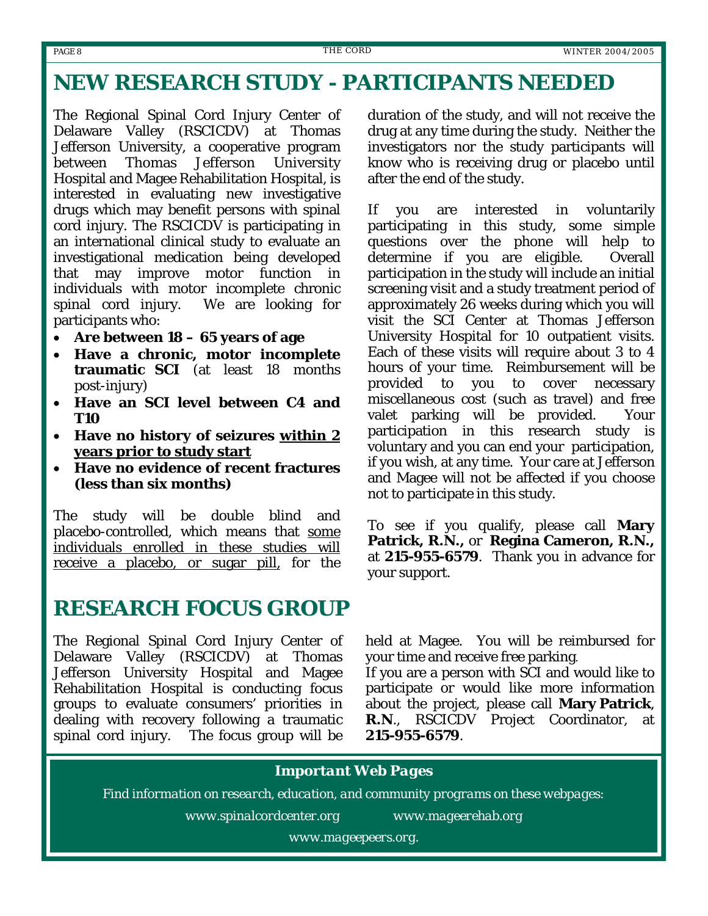# NEW RESEARCH STUDY - PARTICIPANTS NEEDED

The Regional Spinal Cord Injury Center of Delaware Valley (RSCICDV) at Thomas Jefferson University, a cooperative program between Thomas Jefferson University Hospital and Magee Rehabilitation Hospital, is interested in evaluating new investigative drugs which may benefit persons with spinal cord injury. The RSCICDV is participating in an international clinical study to evaluate an investigational medication being developed that may improve motor function in individuals with motor incomplete chronic spinal cord injury. We are looking for participants who:

- **Are between 18 – 65 years of age**
- **Have a chronic, motor incomplete traumatic SCI** (at least 18 months post-injury)
- **Have an SCI level between C4 and T10**
- **Have no history of seizures <u>within 2 years prior to study start</u>**
- **Have no evidence of recent fractures (less than six months)**

The study will be double blind and placebo-controlled, which means that <u>some individuals enrolled in these studies will receive a placebo, or sugar pill</u>, for the duration of the study, and will not receive the drug at any time during the study. Neither the investigators nor the study participants will know who is receiving drug or placebo until after the end of the study.

If you are interested in voluntarily participating in this study, some simple questions over the phone will help to determine if you are eligible. Overall participation in the study will include an initial screening visit and a study treatment period of approximately 26 weeks during which you will visit the SCI Center at Thomas Jefferson University Hospital for 10 outpatient visits. Each of these visits will require about 3 to 4 hours of your time. Reimbursement will be provided to you to cover necessary miscellaneous cost (such as travel) and free valet parking will be provided. Your participation in this research study is voluntary and you can end your participation, if you wish, at any time. Your care at Jefferson and Magee will not be affected if you choose not to participate in this study.

To see if you qualify, please call **Mary Patrick, R.N.,** or **Regina Cameron, R.N.,** at **215-955-6579**. Thank you in advance for your support.

# RESEARCH FOCUS GROUP

The Regional Spinal Cord Injury Center of Delaware Valley (RSCICDV) at Thomas Jefferson University Hospital and Magee Rehabilitation Hospital is conducting focus groups to evaluate consumers' priorities in dealing with recovery following a traumatic spinal cord injury. The focus group will be held at Magee. You will be reimbursed for your time and receive free parking.

If you are a person with SCI and would like to participate or would like more information about the project, please call **Mary Patrick**, **R.N**., RSCICDV Project Coordinator, at **215-955-6579**.

***Important Web Pages***

*Find information on research, education, and community programs on these webpages:*

*www.spinalcordcenter.org* *www.mageerehab.org*

*www.mageepeers.org.*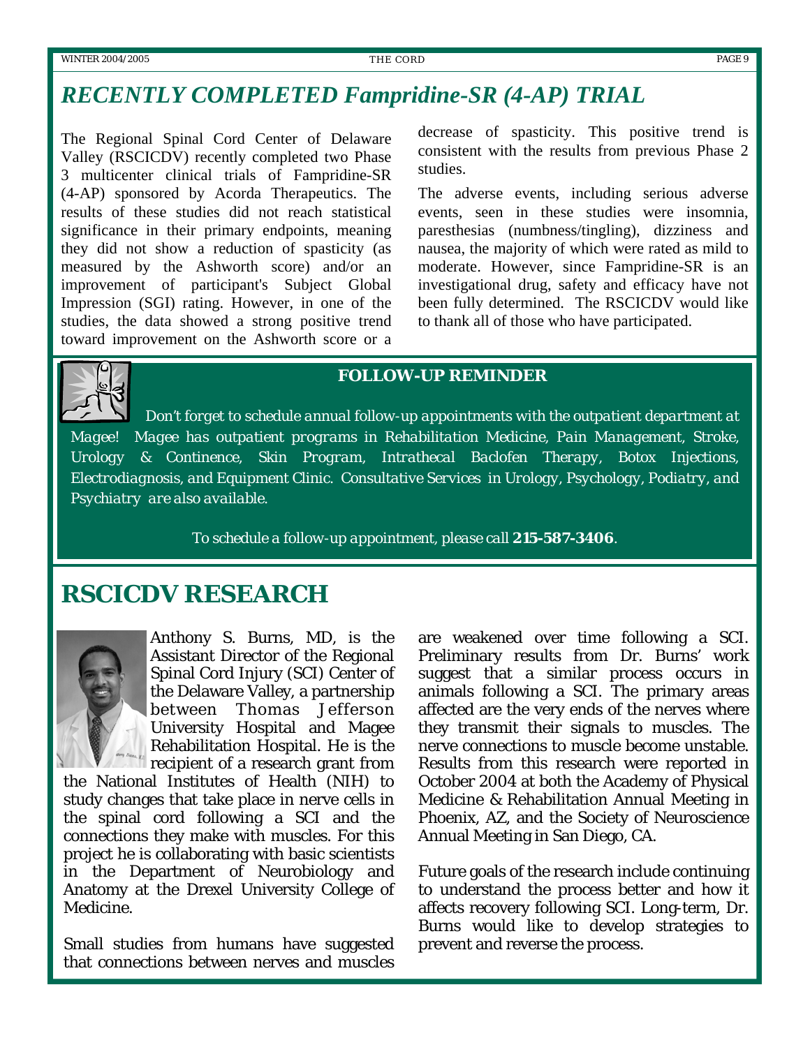## *RECENTLY COMPLETED Fampridine-SR (4-AP) TRIAL*

The Regional Spinal Cord Center of Delaware Valley (RSCICDV) recently completed two Phase 3 multicenter clinical trials of Fampridine-SR (4-AP) sponsored by Acorda Therapeutics. The results of these studies did not reach statistical significance in their primary endpoints, meaning they did not show a reduction of spasticity (as measured by the Ashworth score) and/or an improvement of participant's Subject Global Impression (SGI) rating. However, in one of the studies, the data showed a strong positive trend toward improvement on the Ashworth score or a decrease of spasticity. This positive trend is consistent with the results from previous Phase 2 studies.

The adverse events, including serious adverse events, seen in these studies were insomnia, paresthesias (numbness/tingling), dizziness and nausea, the majority of which were rated as mild to moderate. However, since Fampridine-SR is an investigational drug, safety and efficacy have not been fully determined. The RSCICDV would like to thank all of those who have participated.

### FOLLOW-UP REMINDER

*Don't forget to schedule annual follow-up appointments with the outpatient department at Magee! Magee has outpatient programs in Rehabilitation Medicine, Pain Management, Stroke, Urology & Continence, Skin Program, Intrathecal Baclofen Therapy, Botox Injections, Electrodiagnosis, and Equipment Clinic. Consultative Services in Urology, Psychology, Podiatry, and Psychiatry are also available.*

*To schedule a follow-up appointment, please call* ***215-587-3406***.

## RSCICDV RESEARCH

Anthony S. Burns, MD, is the Assistant Director of the Regional Spinal Cord Injury (SCI) Center of the Delaware Valley, a partnership between Thomas Jefferson University Hospital and Magee Rehabilitation Hospital. He is the recipient of a research grant from the National Institutes of Health (NIH) to study changes that take place in nerve cells in the spinal cord following a SCI and the connections they make with muscles. For this project he is collaborating with basic scientists in the Department of Neurobiology and Anatomy at the Drexel University College of Medicine.

Small studies from humans have suggested that connections between nerves and muscles are weakened over time following a SCI. Preliminary results from Dr. Burns' work suggest that a similar process occurs in animals following a SCI. The primary areas affected are the very ends of the nerves where they transmit their signals to muscles. The nerve connections to muscle become unstable. Results from this research were reported in October 2004 at both the Academy of Physical Medicine & Rehabilitation Annual Meeting in Phoenix, AZ, and the Society of Neuroscience Annual Meeting in San Diego, CA.

Future goals of the research include continuing to understand the process better and how it affects recovery following SCI. Long-term, Dr. Burns would like to develop strategies to prevent and reverse the process.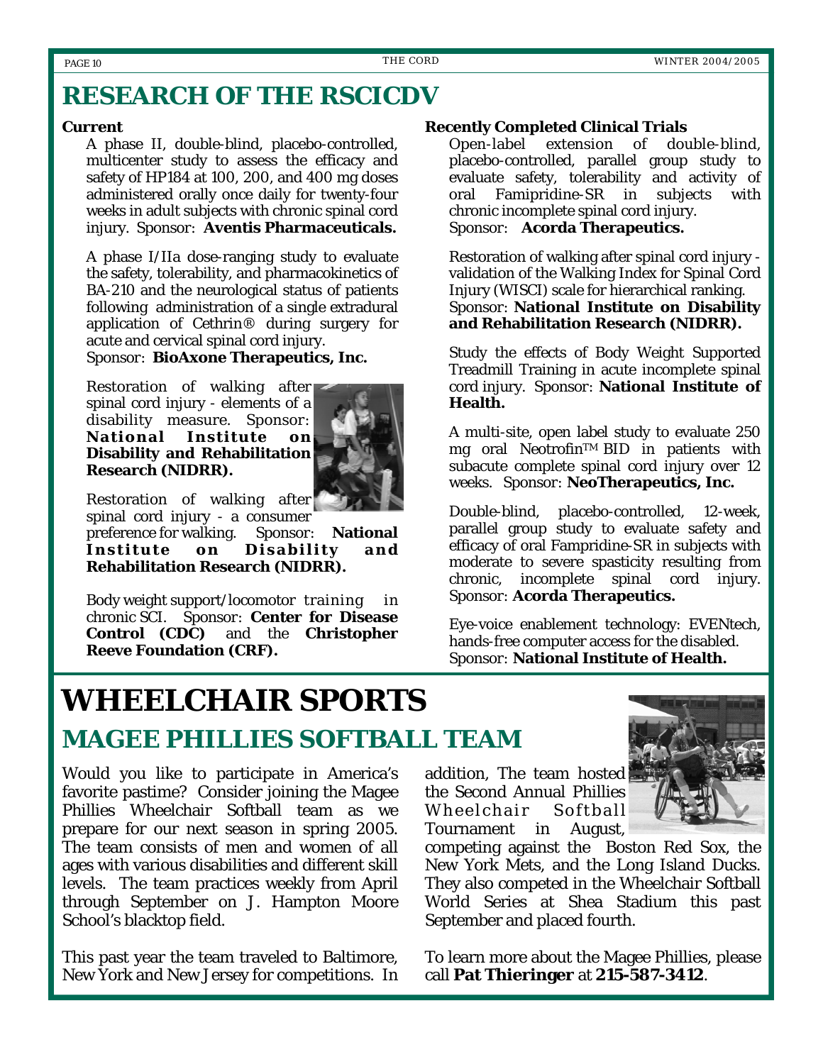# RESEARCH OF THE RSCICDV

**Current**

A phase II, double-blind, placebo-controlled, multicenter study to assess the efficacy and safety of HP184 at 100, 200, and 400 mg doses administered orally once daily for twenty-four weeks in adult subjects with chronic spinal cord injury. Sponsor: **Aventis Pharmaceuticals.**

A phase I/IIa dose-ranging study to evaluate the safety, tolerability, and pharmacokinetics of BA-210 and the neurological status of patients following administration of a single extradural application of Cethrin® during surgery for acute and cervical spinal cord injury.
Sponsor: **BioAxone Therapeutics, Inc.**

Restoration of walking after spinal cord injury - elements of a disability measure. Sponsor: **National Institute on Disability and Rehabilitation Research (NIDRR).**

Restoration of walking after spinal cord injury - a consumer preference for walking. Sponsor: **National Institute on Disability and Rehabilitation Research (NIDRR).**

Body weight support/locomotor training in chronic SCI. Sponsor: **Center for Disease Control (CDC)** and the **Christopher Reeve Foundation (CRF).**

**Recently Completed Clinical Trials**

Open-label extension of double-blind, placebo-controlled, parallel group study to evaluate safety, tolerability and activity of oral Famipridine-SR in subjects with chronic incomplete spinal cord injury.
Sponsor: **Acorda Therapeutics.**

Restoration of walking after spinal cord injury - validation of the Walking Index for Spinal Cord Injury (WISCI) scale for hierarchical ranking.
Sponsor: **National Institute on Disability and Rehabilitation Research (NIDRR).**

Study the effects of Body Weight Supported Treadmill Training in acute incomplete spinal cord injury. Sponsor: **National Institute of Health.**

A multi-site, open label study to evaluate 250 mg oral Neotrofin™ BID in patients with subacute complete spinal cord injury over 12 weeks. Sponsor: **NeoTherapeutics, Inc.**

Double-blind, placebo-controlled, 12-week, parallel group study to evaluate safety and efficacy of oral Fampridine-SR in subjects with moderate to severe spasticity resulting from chronic, incomplete spinal cord injury.
Sponsor: **Acorda Therapeutics.**

Eye-voice enablement technology: EVENtech, hands-free computer access for the disabled.
Sponsor: **National Institute of Health.**

# WHEELCHAIR SPORTS

## MAGEE PHILLIES SOFTBALL TEAM

Would you like to participate in America's favorite pastime? Consider joining the Magee Phillies Wheelchair Softball team as we prepare for our next season in spring 2005. The team consists of men and women of all ages with various disabilities and different skill levels. The team practices weekly from April through September on J. Hampton Moore School's blacktop field.

This past year the team traveled to Baltimore, New York and New Jersey for competitions. In addition, The team hosted the Second Annual Phillies Wheelchair Softball Tournament in August, competing against the Boston Red Sox, the New York Mets, and the Long Island Ducks. They also competed in the Wheelchair Softball World Series at Shea Stadium this past September and placed fourth.

To learn more about the Magee Phillies, please call **Pat Thieringer** at **215-587-3412**.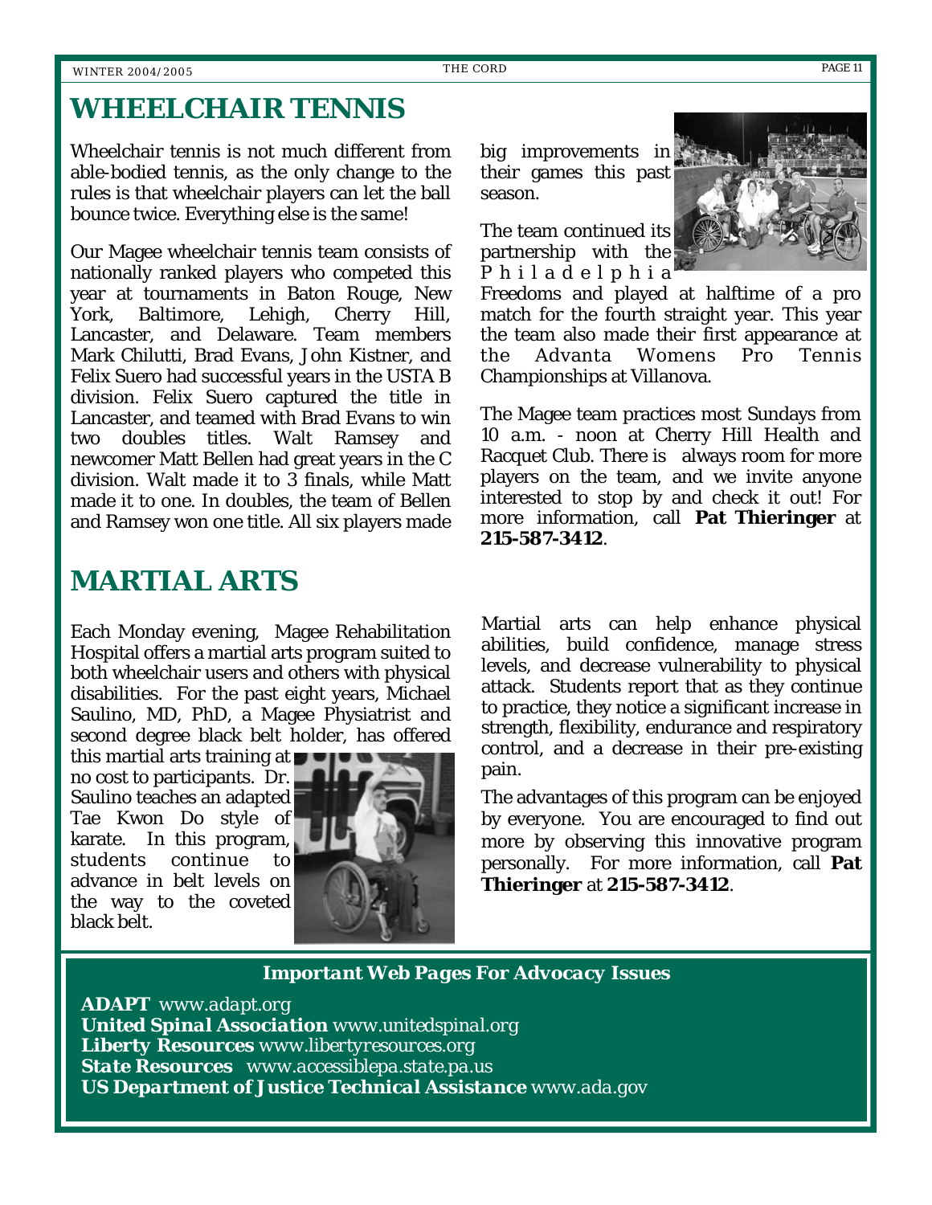# WHEELCHAIR TENNIS

Wheelchair tennis is not much different from able-bodied tennis, as the only change to the rules is that wheelchair players can let the ball bounce twice. Everything else is the same!

Our Magee wheelchair tennis team consists of nationally ranked players who competed this year at tournaments in Baton Rouge, New York, Baltimore, Lehigh, Cherry Hill, Lancaster, and Delaware. Team members Mark Chilutti, Brad Evans, John Kistner, and Felix Suero had successful years in the USTA B division. Felix Suero captured the title in Lancaster, and teamed with Brad Evans to win two doubles titles. Walt Ramsey and newcomer Matt Bellen had great years in the C division. Walt made it to 3 finals, while Matt made it to one. In doubles, the team of Bellen and Ramsey won one title. All six players made big improvements in their games this past season.

The team continued its partnership with the Philadelphia Freedoms and played at halftime of a pro match for the fourth straight year. This year the team also made their first appearance at the Advanta Womens Pro Tennis Championships at Villanova.

The Magee team practices most Sundays from 10 a.m. - noon at Cherry Hill Health and Racquet Club. There is always room for more players on the team, and we invite anyone interested to stop by and check it out! For more information, call **Pat Thieringer** at **215-587-3412**.

# MARTIAL ARTS

Each Monday evening, Magee Rehabilitation Hospital offers a martial arts program suited to both wheelchair users and others with physical disabilities. For the past eight years, Michael Saulino, MD, PhD, a Magee Physiatrist and second degree black belt holder, has offered this martial arts training at no cost to participants. Dr. Saulino teaches an adapted Tae Kwon Do style of karate. In this program, students continue to advance in belt levels on the way to the coveted black belt.

Martial arts can help enhance physical abilities, build confidence, manage stress levels, and decrease vulnerability to physical attack. Students report that as they continue to practice, they notice a significant increase in strength, flexibility, endurance and respiratory control, and a decrease in their pre-existing pain.

The advantages of this program can be enjoyed by everyone. You are encouraged to find out more by observing this innovative program personally. For more information, call **Pat Thieringer** at **215-587-3412**.

***Important Web Pages For Advocacy Issues***

***ADAPT*** *www.adapt.org*
***United Spinal Association*** *www.unitedspinal.org*
***Liberty Resources*** *www.libertyresources.org*
***State Resources*** *www.accessiblepa.state.pa.us*
***US Department of Justice Technical Assistance*** *www.ada.gov*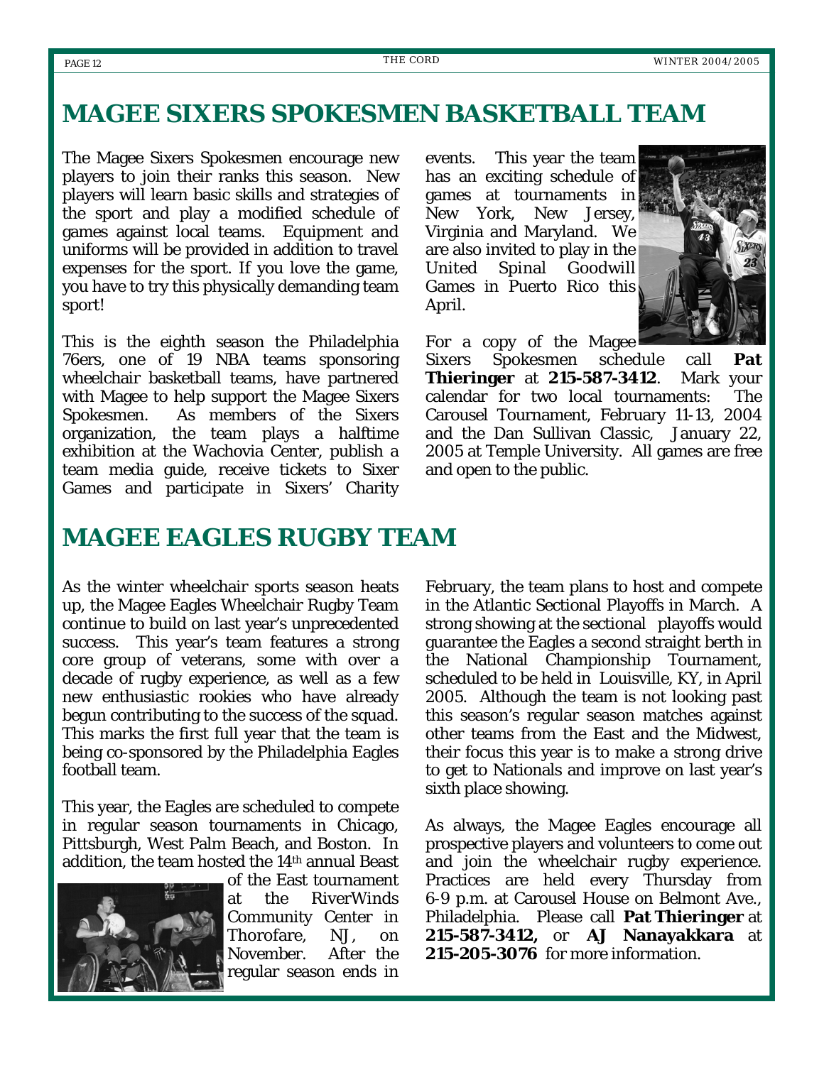## MAGEE SIXERS SPOKESMEN BASKETBALL TEAM

The Magee Sixers Spokesmen encourage new players to join their ranks this season. New players will learn basic skills and strategies of the sport and play a modified schedule of games against local teams. Equipment and uniforms will be provided in addition to travel expenses for the sport. If you love the game, you have to try this physically demanding team sport!

This is the eighth season the Philadelphia 76ers, one of 19 NBA teams sponsoring wheelchair basketball teams, have partnered with Magee to help support the Magee Sixers Spokesmen. As members of the Sixers organization, the team plays a halftime exhibition at the Wachovia Center, publish a team media guide, receive tickets to Sixer Games and participate in Sixers' Charity events. This year the team has an exciting schedule of games at tournaments in New York, New Jersey, Virginia and Maryland. We are also invited to play in the United Spinal Goodwill Games in Puerto Rico this April.

For a copy of the Magee Sixers Spokesmen schedule call **Pat Thieringer** at **215-587-3412**. Mark your calendar for two local tournaments: The Carousel Tournament, February 11-13, 2004 and the Dan Sullivan Classic, January 22, 2005 at Temple University. All games are free and open to the public.

## MAGEE EAGLES RUGBY TEAM

As the winter wheelchair sports season heats up, the Magee Eagles Wheelchair Rugby Team continue to build on last year's unprecedented success. This year's team features a strong core group of veterans, some with over a decade of rugby experience, as well as a few new enthusiastic rookies who have already begun contributing to the success of the squad. This marks the first full year that the team is being co-sponsored by the Philadelphia Eagles football team.

This year, the Eagles are scheduled to compete in regular season tournaments in Chicago, Pittsburgh, West Palm Beach, and Boston. In addition, the team hosted the 14th annual Beast of the East tournament at the RiverWinds Community Center in Thorofare, NJ, on November. After the regular season ends in February, the team plans to host and compete in the Atlantic Sectional Playoffs in March. A strong showing at the sectional playoffs would guarantee the Eagles a second straight berth in the National Championship Tournament, scheduled to be held in Louisville, KY, in April 2005. Although the team is not looking past this season's regular season matches against other teams from the East and the Midwest, their focus this year is to make a strong drive to get to Nationals and improve on last year's sixth place showing.

As always, the Magee Eagles encourage all prospective players and volunteers to come out and join the wheelchair rugby experience. Practices are held every Thursday from 6-9 p.m. at Carousel House on Belmont Ave., Philadelphia. Please call **Pat Thieringer** at **215-587-3412,** or **AJ Nanayakkara** at **215-205-3076** for more information.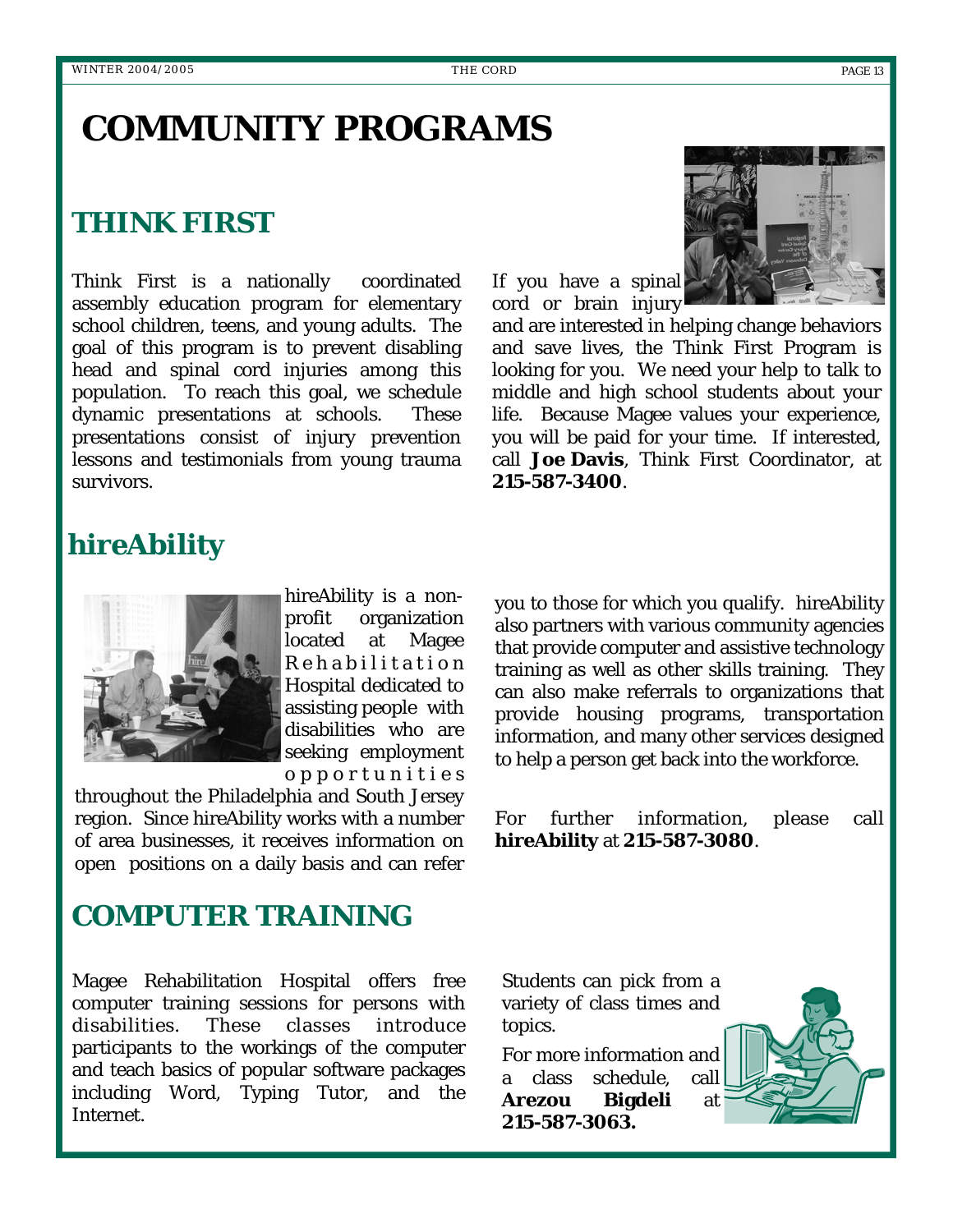# COMMUNITY PROGRAMS

## THINK FIRST

Think First is a nationally coordinated assembly education program for elementary school children, teens, and young adults. The goal of this program is to prevent disabling head and spinal cord injuries among this population. To reach this goal, we schedule dynamic presentations at schools. These presentations consist of injury prevention lessons and testimonials from young trauma survivors.

If you have a spinal cord or brain injury and are interested in helping change behaviors and save lives, the Think First Program is looking for you. We need your help to talk to middle and high school students about your life. Because Magee values your experience, you will be paid for your time. If interested, call **Joe Davis**, Think First Coordinator, at **215-587-3400**.

## hireAbility

hireAbility is a non-profit organization located at Magee Rehabilitation Hospital dedicated to assisting people with disabilities who are seeking employment opportunities throughout the Philadelphia and South Jersey region. Since hireAbility works with a number of area businesses, it receives information on open positions on a daily basis and can refer you to those for which you qualify. hireAbility also partners with various community agencies that provide computer and assistive technology training as well as other skills training. They can also make referrals to organizations that provide housing programs, transportation information, and many other services designed to help a person get back into the workforce.

For further information, please call **hireAbility** at **215-587-3080**.

## COMPUTER TRAINING

Magee Rehabilitation Hospital offers free computer training sessions for persons with disabilities. These classes introduce participants to the workings of the computer and teach basics of popular software packages including Word, Typing Tutor, and the Internet.

Students can pick from a variety of class times and topics.

For more information and a class schedule, call **Arezou Bigdeli** at **215-587-3063.**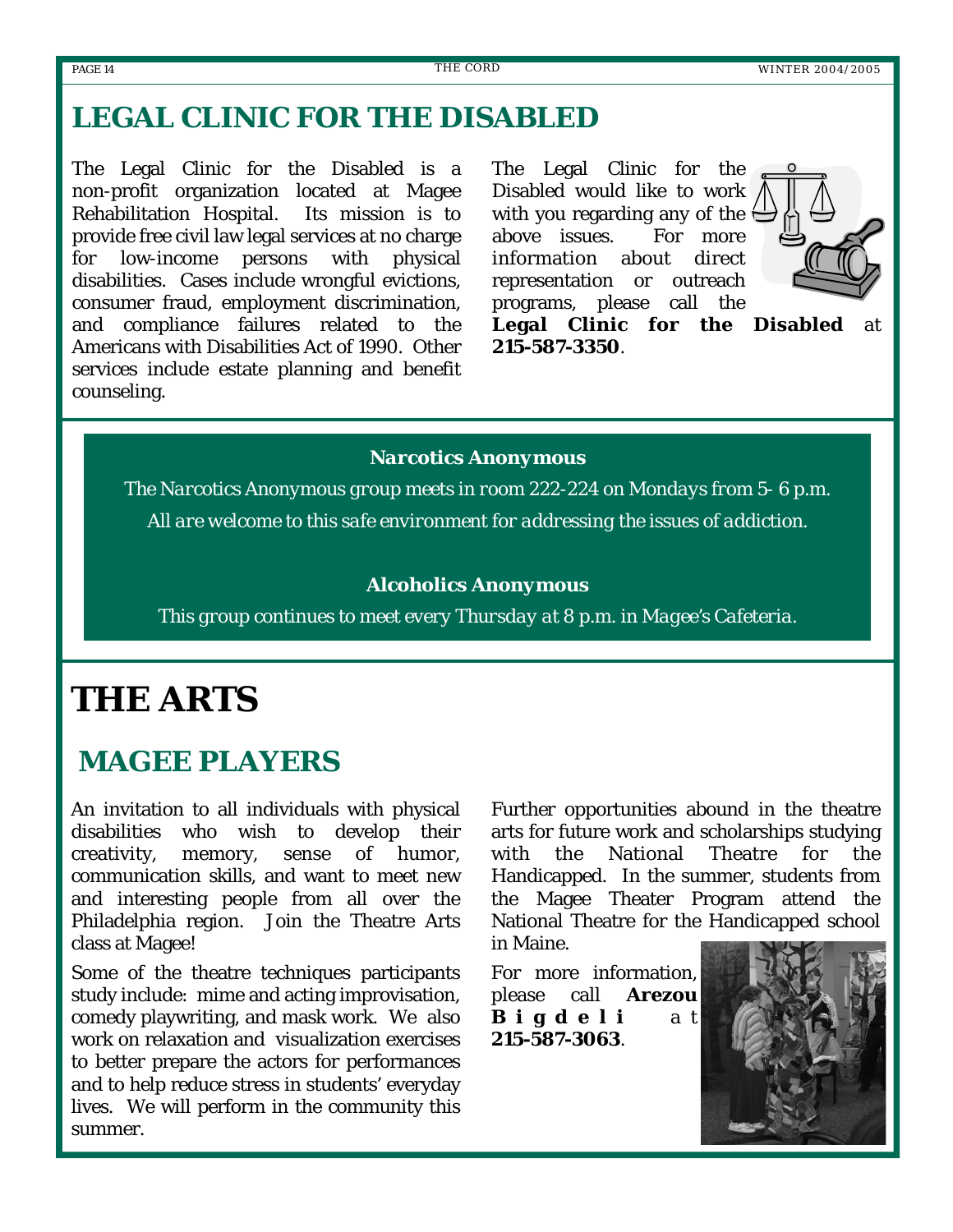## LEGAL CLINIC FOR THE DISABLED

The Legal Clinic for the Disabled is a non-profit organization located at Magee Rehabilitation Hospital. Its mission is to provide free civil law legal services at no charge for low-income persons with physical disabilities. Cases include wrongful evictions, consumer fraud, employment discrimination, and compliance failures related to the Americans with Disabilities Act of 1990. Other services include estate planning and benefit counseling.

The Legal Clinic for the Disabled would like to work with you regarding any of the above issues. For more information about direct representation or outreach programs, please call the **Legal Clinic for the Disabled** at **215-587-3350**.

**Narcotics Anonymous**

*The Narcotics Anonymous group meets in room 222-224 on Mondays from 5- 6 p.m.*

*All are welcome to this safe environment for addressing the issues of addiction.*

**Alcoholics Anonymous**

*This group continues to meet every Thursday at 8 p.m. in Magee's Cafeteria.*

# THE ARTS

## MAGEE PLAYERS

An invitation to all individuals with physical disabilities who wish to develop their creativity, memory, sense of humor, communication skills, and want to meet new and interesting people from all over the Philadelphia region. Join the Theatre Arts class at Magee!

Some of the theatre techniques participants study include: mime and acting improvisation, comedy playwriting, and mask work. We also work on relaxation and visualization exercises to better prepare the actors for performances and to help reduce stress in students' everyday lives. We will perform in the community this summer.

Further opportunities abound in the theatre arts for future work and scholarships studying with the National Theatre for the Handicapped. In the summer, students from the Magee Theater Program attend the National Theatre for the Handicapped school in Maine.

For more information, please call **Arezou Bigdeli** at **215-587-3063**.